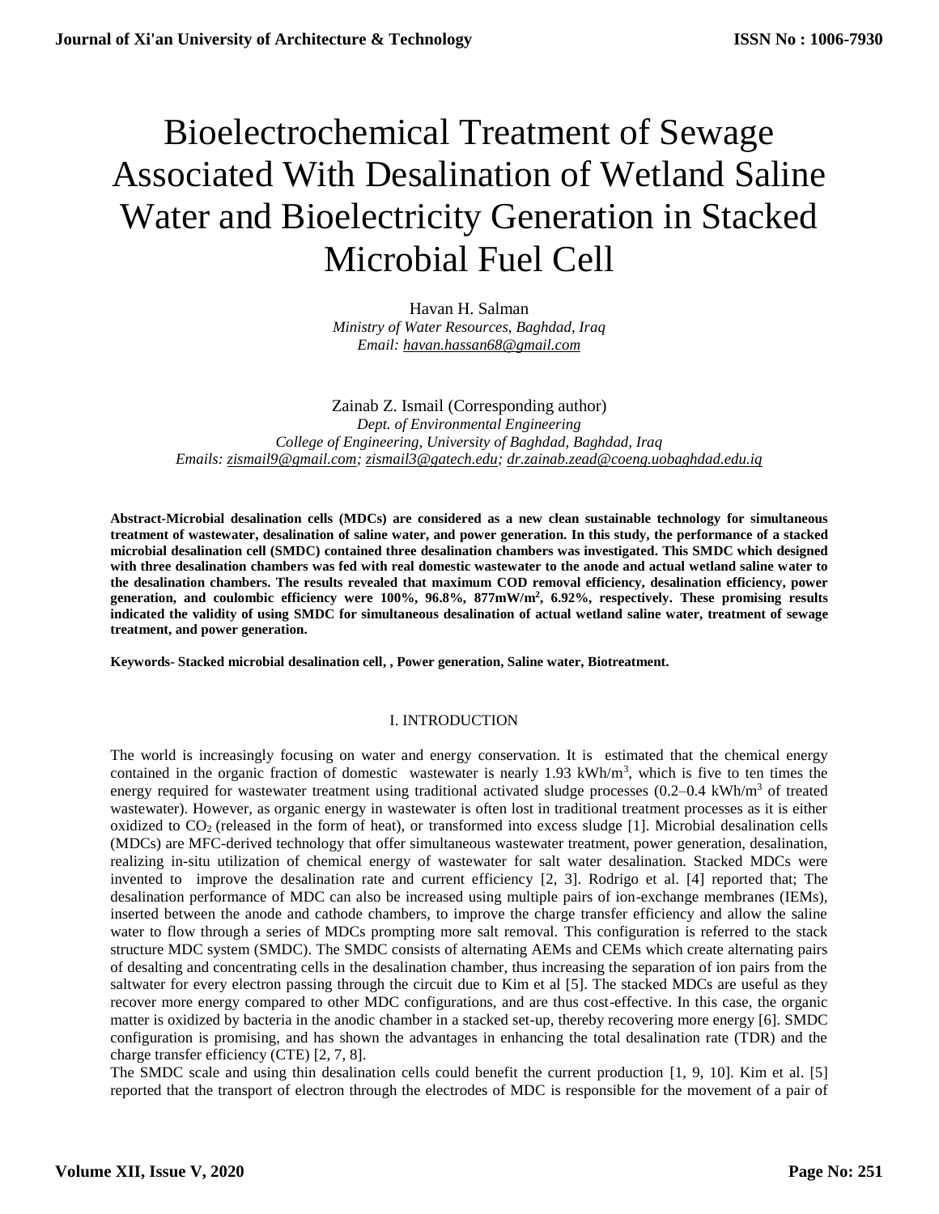# Bioelectrochemical Treatment of Sewage Associated With Desalination of Wetland Saline Water and Bioelectricity Generation in Stacked Microbial Fuel Cell

Havan H. Salman
*Ministry of Water Resources, Baghdad, Iraq*
*Email: havan.hassan68@gmail.com*

Zainab Z. Ismail (Corresponding author)
*Dept. of Environmental Engineering*
*College of Engineering, University of Baghdad, Baghdad, Iraq*
*Emails: zismail9@gmail.com; zismail3@gatech.edu; dr.zainab.zead@coeng.uobaghdad.edu.iq*

**Abstract-Microbial desalination cells (MDCs) are considered as a new clean sustainable technology for simultaneous treatment of wastewater, desalination of saline water, and power generation. In this study, the performance of a stacked microbial desalination cell (SMDC) contained three desalination chambers was investigated. This SMDC which designed with three desalination chambers was fed with real domestic wastewater to the anode and actual wetland saline water to the desalination chambers. The results revealed that maximum COD removal efficiency, desalination efficiency, power generation, and coulombic efficiency were 100%, 96.8%, 877mW/m$^2$, 6.92%, respectively. These promising results indicated the validity of using SMDC for simultaneous desalination of actual wetland saline water, treatment of sewage treatment, and power generation.**

**Keywords- Stacked microbial desalination cell, , Power generation, Saline water, Biotreatment.**

## I. INTRODUCTION

The world is increasingly focusing on water and energy conservation. It is estimated that the chemical energy contained in the organic fraction of domestic wastewater is nearly 1.93 kWh/m$^3$, which is five to ten times the energy required for wastewater treatment using traditional activated sludge processes (0.2–0.4 kWh/m$^3$ of treated wastewater). However, as organic energy in wastewater is often lost in traditional treatment processes as it is either oxidized to $CO_2$ (released in the form of heat), or transformed into excess sludge [1]. Microbial desalination cells (MDCs) are MFC-derived technology that offer simultaneous wastewater treatment, power generation, desalination, realizing in-situ utilization of chemical energy of wastewater for salt water desalination. Stacked MDCs were invented to improve the desalination rate and current efficiency [2, 3]. Rodrigo et al. [4] reported that; The desalination performance of MDC can also be increased using multiple pairs of ion-exchange membranes (IEMs), inserted between the anode and cathode chambers, to improve the charge transfer efficiency and allow the saline water to flow through a series of MDCs prompting more salt removal. This configuration is referred to the stack structure MDC system (SMDC). The SMDC consists of alternating AEMs and CEMs which create alternating pairs of desalting and concentrating cells in the desalination chamber, thus increasing the separation of ion pairs from the saltwater for every electron passing through the circuit due to Kim et al [5]. The stacked MDCs are useful as they recover more energy compared to other MDC configurations, and are thus cost-effective. In this case, the organic matter is oxidized by bacteria in the anodic chamber in a stacked set-up, thereby recovering more energy [6]. SMDC configuration is promising, and has shown the advantages in enhancing the total desalination rate (TDR) and the charge transfer efficiency (CTE) [2, 7, 8].

The SMDC scale and using thin desalination cells could benefit the current production [1, 9, 10]. Kim et al. [5] reported that the transport of electron through the electrodes of MDC is responsible for the movement of a pair of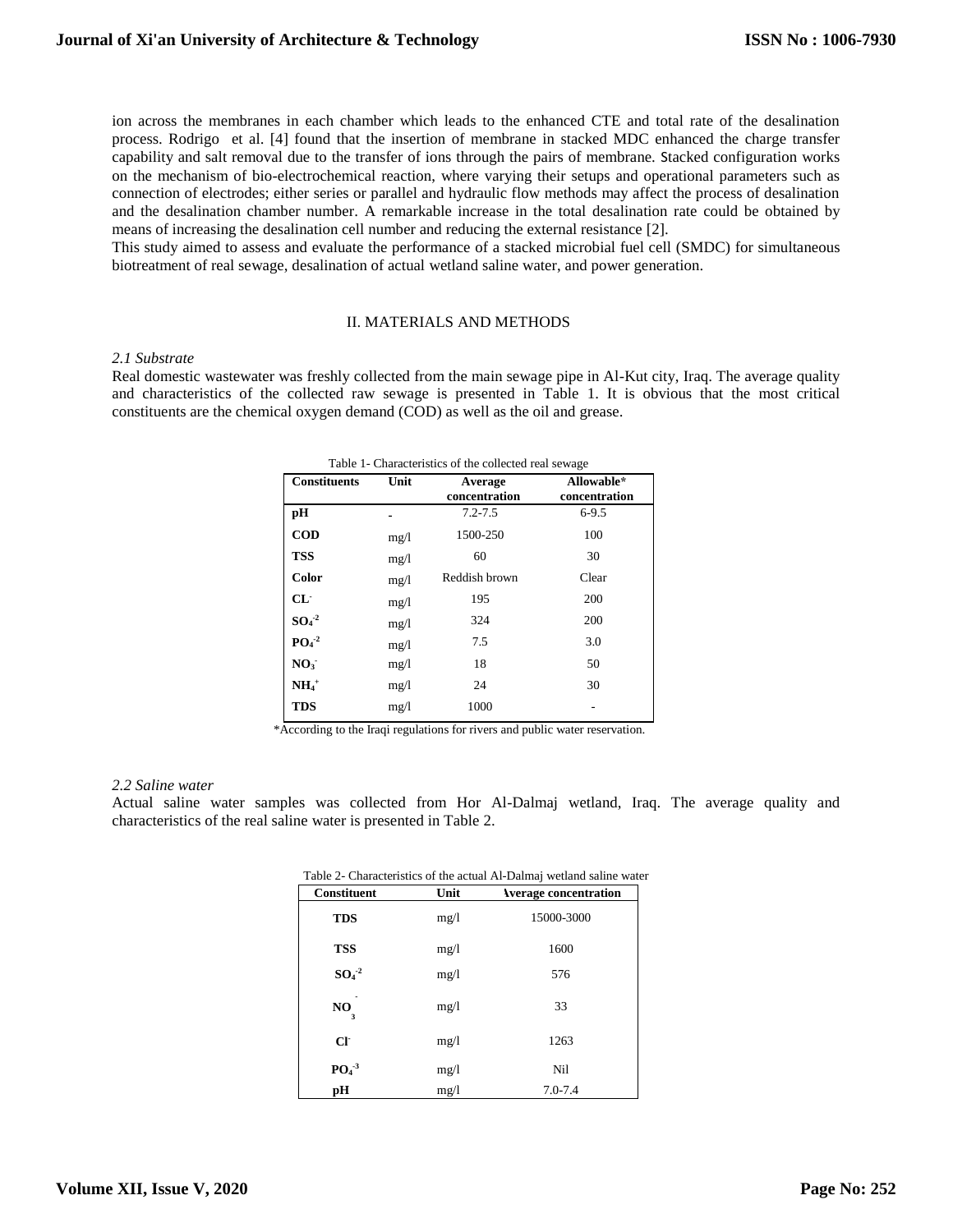ion across the membranes in each chamber which leads to the enhanced CTE and total rate of the desalination process. Rodrigo et al. [4] found that the insertion of membrane in stacked MDC enhanced the charge transfer capability and salt removal due to the transfer of ions through the pairs of membrane. Stacked configuration works on the mechanism of bio-electrochemical reaction, where varying their setups and operational parameters such as connection of electrodes; either series or parallel and hydraulic flow methods may affect the process of desalination and the desalination chamber number. A remarkable increase in the total desalination rate could be obtained by means of increasing the desalination cell number and reducing the external resistance [2].

This study aimed to assess and evaluate the performance of a stacked microbial fuel cell (SMDC) for simultaneous biotreatment of real sewage, desalination of actual wetland saline water, and power generation.

## II. MATERIALS AND METHODS

### *2.1 Substrate*

Real domestic wastewater was freshly collected from the main sewage pipe in Al-Kut city, Iraq. The average quality and characteristics of the collected raw sewage is presented in Table 1. It is obvious that the most critical constituents are the chemical oxygen demand (COD) as well as the oil and grease.

Table 1- Characteristics of the collected real sewage

| Constituents | Unit | Average concentration | Allowable* concentration |
|---|---|---|---|
| **pH** | - | 7.2-7.5 | 6-9.5 |
| **COD** | mg/l | 1500-250 | 100 |
| **TSS** | mg/l | 60 | 30 |
| **Color** | mg/l | Reddish brown | Clear |
| **$CL^-$** | mg/l | 195 | 200 |
| **$SO_4^{-2}$** | mg/l | 324 | 200 |
| **$PO_4^{-2}$** | mg/l | 7.5 | 3.0 |
| **$NO_3^-$** | mg/l | 18 | 50 |
| **$NH_4^+$** | mg/l | 24 | 30 |
| **TDS** | mg/l | 1000 | - |

*According to the Iraqi regulations for rivers and public water reservation.

### *2.2 Saline water*

Actual saline water samples was collected from Hor Al-Dalmaj wetland, Iraq. The average quality and characteristics of the real saline water is presented in Table 2.

Table 2- Characteristics of the actual Al-Dalmaj wetland saline water

| Constituent | Unit | Average concentration |
|---|---|---|
| **TDS** | mg/l | 15000-3000 |
| **TSS** | mg/l | 1600 |
| **$SO_4^{-2}$** | mg/l | 576 |
| **$NO_3^-$** | mg/l | 33 |
| **$Cl^-$** | mg/l | 1263 |
| **$PO_4^{-3}$** | mg/l | Nil |
| **pH** | mg/l | 7.0-7.4 |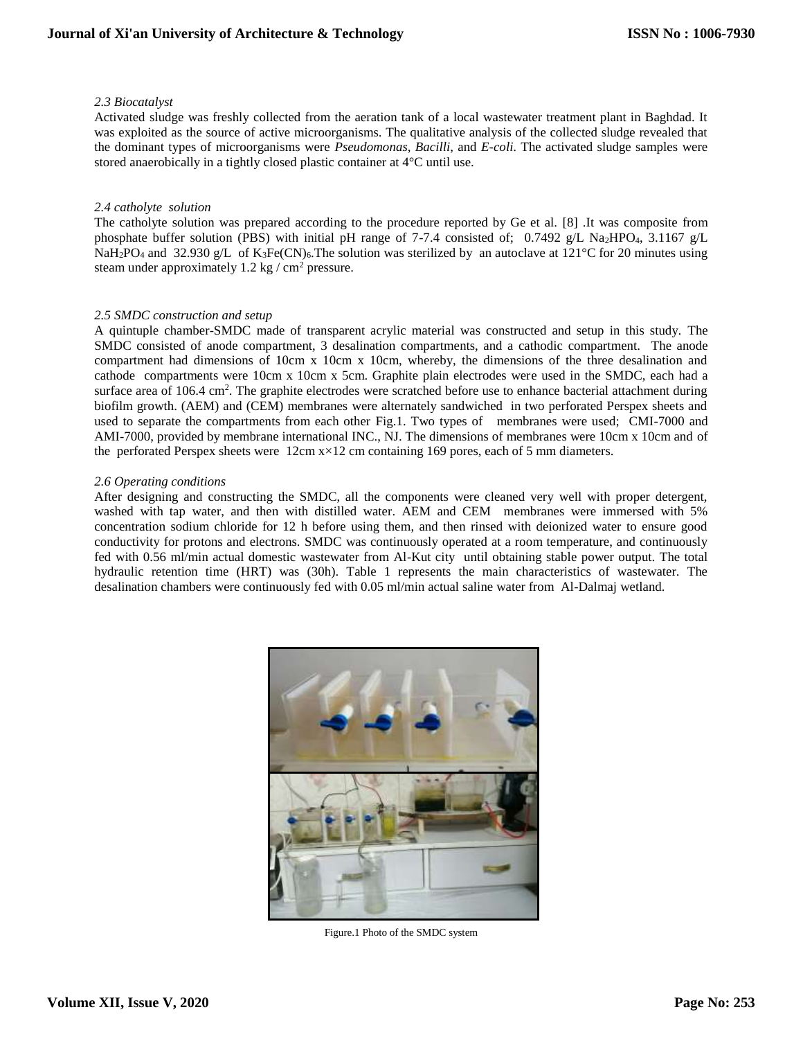*2.3 Biocatalyst*

Activated sludge was freshly collected from the aeration tank of a local wastewater treatment plant in Baghdad. It was exploited as the source of active microorganisms. The qualitative analysis of the collected sludge revealed that the dominant types of microorganisms were *Pseudomonas*, *Bacilli*, and *E-coli*. The activated sludge samples were stored anaerobically in a tightly closed plastic container at 4°C until use.

*2.4 catholyte solution*

The catholyte solution was prepared according to the procedure reported by Ge et al. [8] .It was composite from phosphate buffer solution (PBS) with initial pH range of 7-7.4 consisted of; 0.7492 g/L $Na_2HPO_4$, 3.1167 g/L $NaH_2PO_4$ and 32.930 g/L of $K_3Fe(CN)_6$.The solution was sterilized by an autoclave at 121°C for 20 minutes using steam under approximately 1.2 kg / $cm^2$ pressure.

*2.5 SMDC construction and setup*

A quintuple chamber-SMDC made of transparent acrylic material was constructed and setup in this study. The SMDC consisted of anode compartment, 3 desalination compartments, and a cathodic compartment. The anode compartment had dimensions of 10cm x 10cm x 10cm, whereby, the dimensions of the three desalination and cathode compartments were 10cm x 10cm x 5cm. Graphite plain electrodes were used in the SMDC, each had a surface area of 106.4 $cm^2$. The graphite electrodes were scratched before use to enhance bacterial attachment during biofilm growth. (AEM) and (CEM) membranes were alternately sandwiched in two perforated Perspex sheets and used to separate the compartments from each other Fig.1. Two types of membranes were used; CMI-7000 and AMI-7000, provided by membrane international INC., NJ. The dimensions of membranes were 10cm x 10cm and of the perforated Perspex sheets were 12cm x×12 cm containing 169 pores, each of 5 mm diameters.

*2.6 Operating conditions*

After designing and constructing the SMDC, all the components were cleaned very well with proper detergent, washed with tap water, and then with distilled water. AEM and CEM membranes were immersed with 5% concentration sodium chloride for 12 h before using them, and then rinsed with deionized water to ensure good conductivity for protons and electrons. SMDC was continuously operated at a room temperature, and continuously fed with 0.56 ml/min actual domestic wastewater from Al-Kut city until obtaining stable power output. The total hydraulic retention time (HRT) was (30h). Table 1 represents the main characteristics of wastewater. The desalination chambers were continuously fed with 0.05 ml/min actual saline water from Al-Dalmaj wetland.

Figure.1 Photo of the SMDC system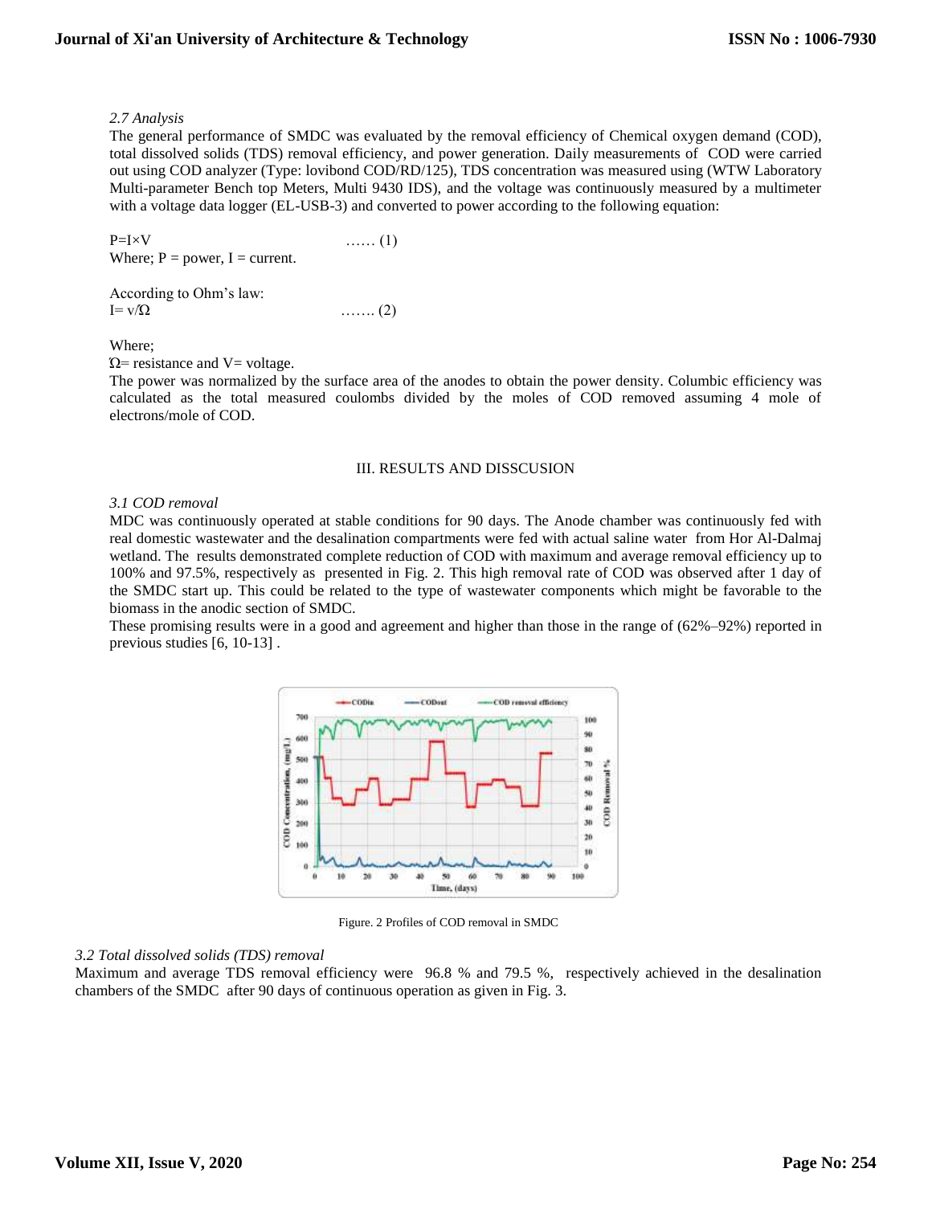*2.7 Analysis*

The general performance of SMDC was evaluated by the removal efficiency of Chemical oxygen demand (COD), total dissolved solids (TDS) removal efficiency, and power generation. Daily measurements of COD were carried out using COD analyzer (Type: lovibond COD/RD/125), TDS concentration was measured using (WTW Laboratory Multi-parameter Bench top Meters, Multi 9430 IDS), and the voltage was continuously measured by a multimeter with a voltage data logger (EL-USB-3) and converted to power according to the following equation:

$$P = I \times V \qquad \ldots\ldots (1)$$

Where; P = power, I = current.

According to Ohm's law:

$$I = v/\Omega \qquad \ldots\ldots (2)$$

Where;

Ω= resistance and V= voltage.

The power was normalized by the surface area of the anodes to obtain the power density. Columbic efficiency was calculated as the total measured coulombs divided by the moles of COD removed assuming 4 mole of electrons/mole of COD.

## III. RESULTS AND DISSCUSION

*3.1 COD removal*

MDC was continuously operated at stable conditions for 90 days. The Anode chamber was continuously fed with real domestic wastewater and the desalination compartments were fed with actual saline water from Hor Al-Dalmaj wetland. The results demonstrated complete reduction of COD with maximum and average removal efficiency up to 100% and 97.5%, respectively as presented in Fig. 2. This high removal rate of COD was observed after 1 day of the SMDC start up. This could be related to the type of wastewater components which might be favorable to the biomass in the anodic section of SMDC.

These promising results were in a good and agreement and higher than those in the range of (62%–92%) reported in previous studies [6, 10-13] .

Figure. 2 Profiles of COD removal in SMDC

*3.2 Total dissolved solids (TDS) removal*

Maximum and average TDS removal efficiency were 96.8 % and 79.5 %, respectively achieved in the desalination chambers of the SMDC after 90 days of continuous operation as given in Fig. 3.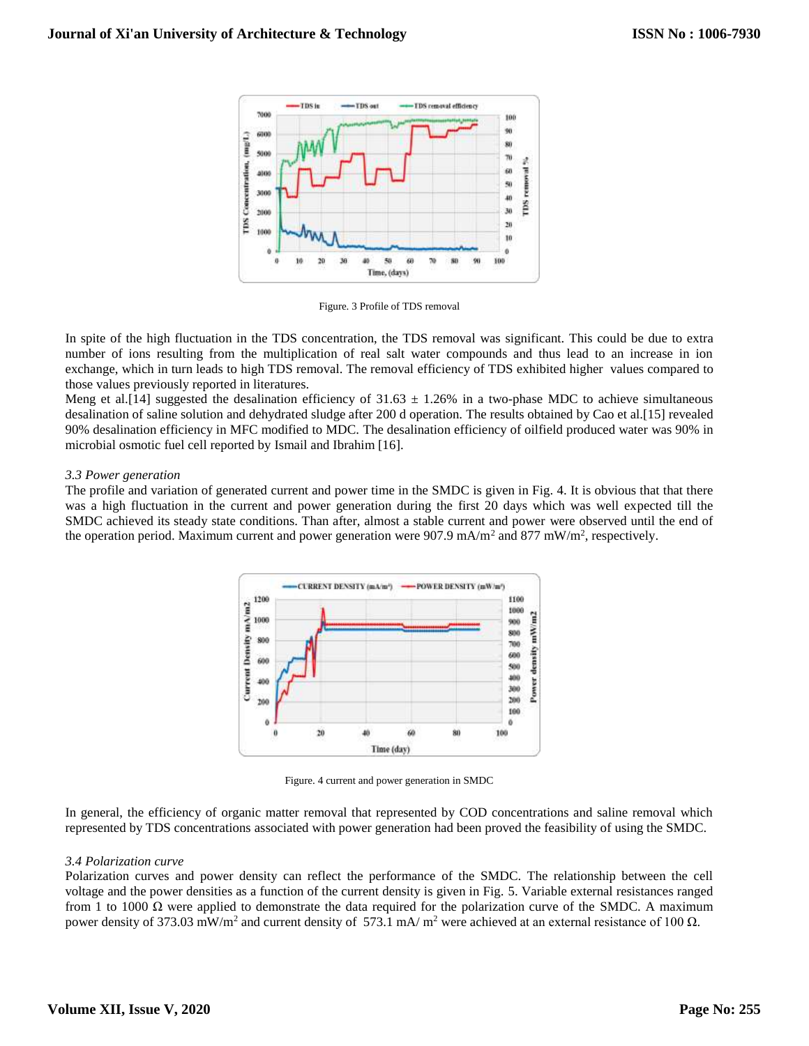Figure. 3 Profile of TDS removal

In spite of the high fluctuation in the TDS concentration, the TDS removal was significant. This could be due to extra number of ions resulting from the multiplication of real salt water compounds and thus lead to an increase in ion exchange, which in turn leads to high TDS removal. The removal efficiency of TDS exhibited higher values compared to those values previously reported in literatures.

Meng et al.[14] suggested the desalination efficiency of 31.63 ± 1.26% in a two-phase MDC to achieve simultaneous desalination of saline solution and dehydrated sludge after 200 d operation. The results obtained by Cao et al.[15] revealed 90% desalination efficiency in MFC modified to MDC. The desalination efficiency of oilfield produced water was 90% in microbial osmotic fuel cell reported by Ismail and Ibrahim [16].

*3.3 Power generation*

The profile and variation of generated current and power time in the SMDC is given in Fig. 4. It is obvious that that there was a high fluctuation in the current and power generation during the first 20 days which was well expected till the SMDC achieved its steady state conditions. Than after, almost a stable current and power were observed until the end of the operation period. Maximum current and power generation were 907.9 mA/m$^2$ and 877 mW/m$^2$, respectively.

Figure. 4 current and power generation in SMDC

In general, the efficiency of organic matter removal that represented by COD concentrations and saline removal which represented by TDS concentrations associated with power generation had been proved the feasibility of using the SMDC.

*3.4 Polarization curve*

Polarization curves and power density can reflect the performance of the SMDC. The relationship between the cell voltage and the power densities as a function of the current density is given in Fig. 5. Variable external resistances ranged from 1 to 1000 Ω were applied to demonstrate the data required for the polarization curve of the SMDC. A maximum power density of 373.03 mW/m$^2$ and current density of 573.1 mA/ m$^2$ were achieved at an external resistance of 100 Ω.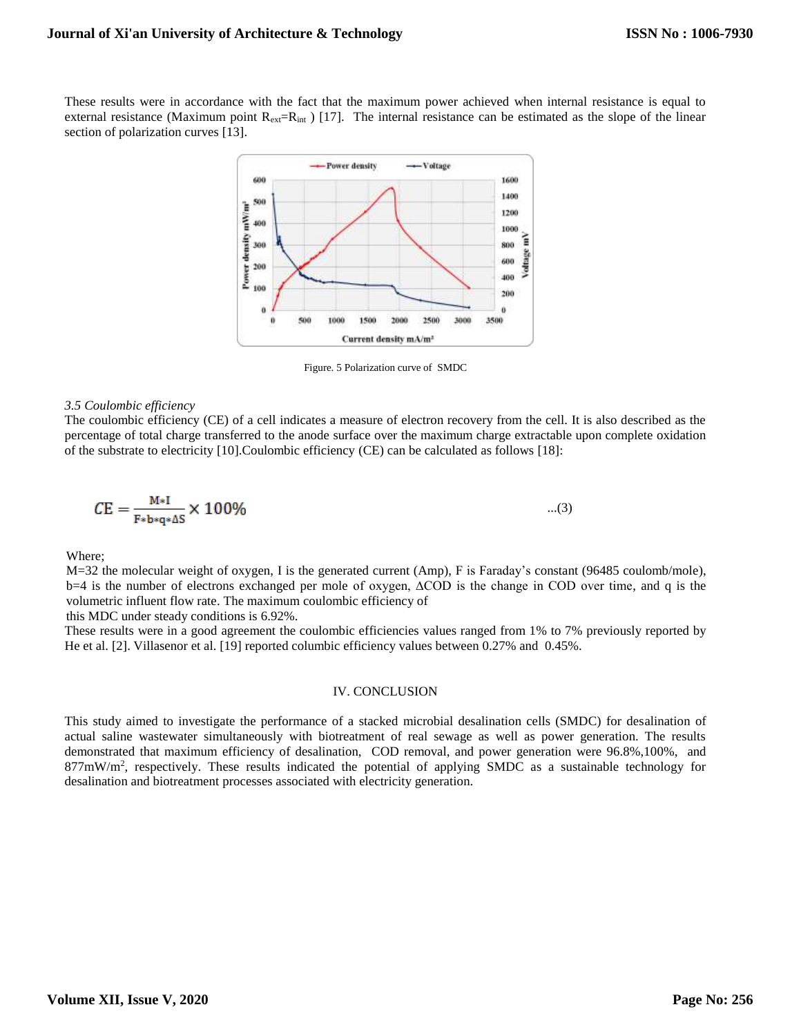These results were in accordance with the fact that the maximum power achieved when internal resistance is equal to external resistance (Maximum point $R_{ext}=R_{int}$ ) [17]. The internal resistance can be estimated as the slope of the linear section of polarization curves [13].

Figure. 5 Polarization curve of SMDC

*3.5 Coulombic efficiency*

The coulombic efficiency (CE) of a cell indicates a measure of electron recovery from the cell. It is also described as the percentage of total charge transferred to the anode surface over the maximum charge extractable upon complete oxidation of the substrate to electricity [10].Coulombic efficiency (CE) can be calculated as follows [18]:

$$CE = \frac{M*I}{F*b*q*\Delta S} \times 100\% \qquad ...(3)$$

Where;

M=32 the molecular weight of oxygen, I is the generated current (Amp), F is Faraday's constant (96485 coulomb/mole), b=4 is the number of electrons exchanged per mole of oxygen, ΔCOD is the change in COD over time, and q is the volumetric influent flow rate. The maximum coulombic efficiency of this MDC under steady conditions is 6.92%.

These results were in a good agreement the coulombic efficiencies values ranged from 1% to 7% previously reported by He et al. [2]. Villasenor et al. [19] reported columbic efficiency values between 0.27% and 0.45%.

## IV. CONCLUSION

This study aimed to investigate the performance of a stacked microbial desalination cells (SMDC) for desalination of actual saline wastewater simultaneously with biotreatment of real sewage as well as power generation. The results demonstrated that maximum efficiency of desalination, COD removal, and power generation were 96.8%,100%, and 877mW/$m^2$, respectively. These results indicated the potential of applying SMDC as a sustainable technology for desalination and biotreatment processes associated with electricity generation.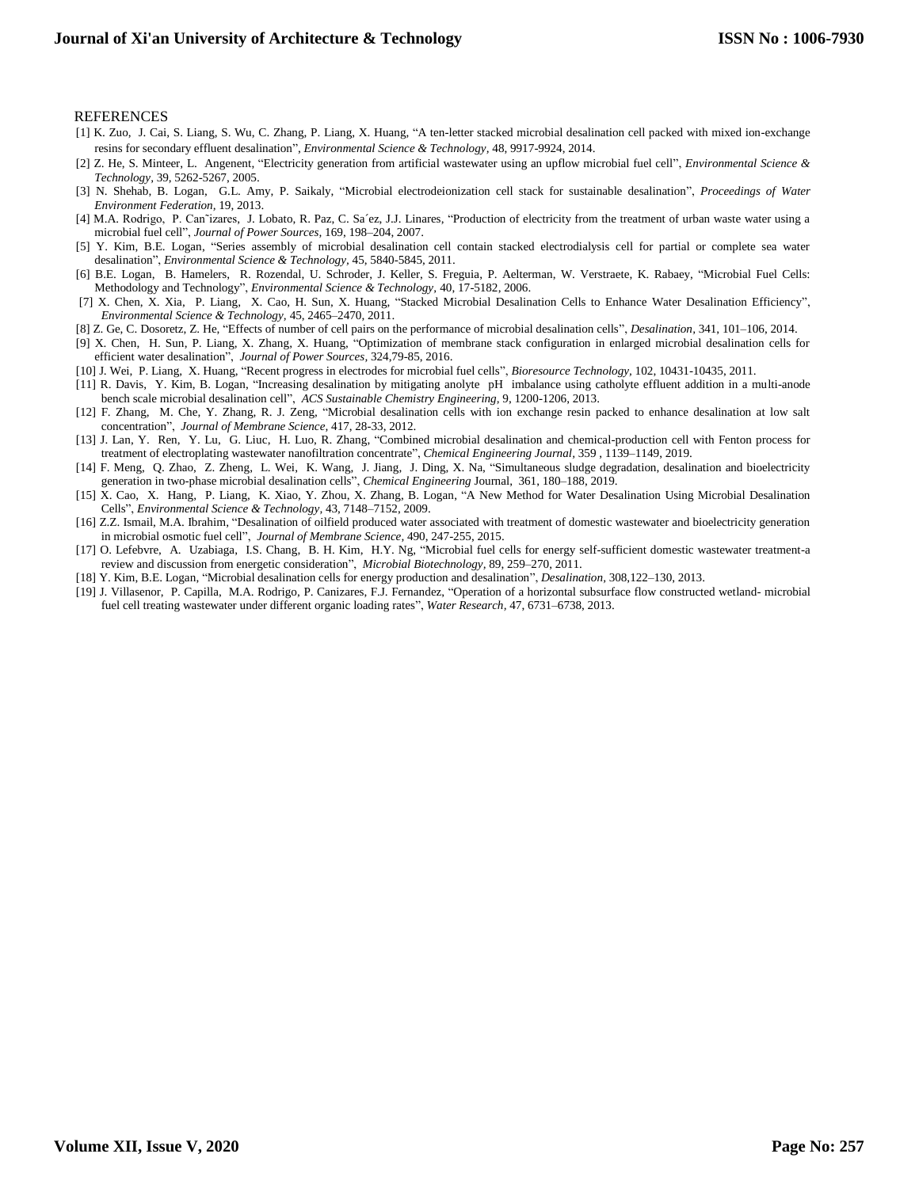REFERENCES

[1] K. Zuo, J. Cai, S. Liang, S. Wu, C. Zhang, P. Liang, X. Huang, "A ten-letter stacked microbial desalination cell packed with mixed ion-exchange resins for secondary effluent desalination", *Environmental Science & Technology*, 48, 9917-9924, 2014.

[2] Z. He, S. Minteer, L. Angenent, "Electricity generation from artificial wastewater using an upflow microbial fuel cell", *Environmental Science & Technology*, 39, 5262-5267, 2005.

[3] N. Shehab, B. Logan, G.L. Amy, P. Saikaly, "Microbial electrodeionization cell stack for sustainable desalination", *Proceedings of Water Environment Federation*, 19, 2013.

[4] M.A. Rodrigo, P. Canˆizares, J. Lobato, R. Paz, C. Sa´ez, J.J. Linares, "Production of electricity from the treatment of urban waste water using a microbial fuel cell", *Journal of Power Sources*, 169, 198–204, 2007.

[5] Y. Kim, B.E. Logan, "Series assembly of microbial desalination cell contain stacked electrodialysis cell for partial or complete sea water desalination", *Environmental Science & Technology*, 45, 5840-5845, 2011.

[6] B.E. Logan, B. Hamelers, R. Rozendal, U. Schroder, J. Keller, S. Freguia, P. Aelterman, W. Verstraete, K. Rabaey, "Microbial Fuel Cells: Methodology and Technology", *Environmental Science & Technology*, 40, 17-5182, 2006.

[7] X. Chen, X. Xia, P. Liang, X. Cao, H. Sun, X. Huang, "Stacked Microbial Desalination Cells to Enhance Water Desalination Efficiency", *Environmental Science & Technology*, 45, 2465–2470, 2011.

[8] Z. Ge, C. Dosoretz, Z. He, "Effects of number of cell pairs on the performance of microbial desalination cells", *Desalination*, 341, 101–106, 2014.

[9] X. Chen, H. Sun, P. Liang, X. Zhang, X. Huang, "Optimization of membrane stack configuration in enlarged microbial desalination cells for efficient water desalination", *Journal of Power Sources*, 324,79-85, 2016.

[10] J. Wei, P. Liang, X. Huang, "Recent progress in electrodes for microbial fuel cells", *Bioresource Technology*, 102, 10431-10435, 2011.

[11] R. Davis, Y. Kim, B. Logan, "Increasing desalination by mitigating anolyte pH imbalance using catholyte effluent addition in a multi-anode bench scale microbial desalination cell", *ACS Sustainable Chemistry Engineering*, 9, 1200-1206, 2013.

[12] F. Zhang, M. Che, Y. Zhang, R. J. Zeng, "Microbial desalination cells with ion exchange resin packed to enhance desalination at low salt concentration", *Journal of Membrane Science*, 417, 28-33, 2012.

[13] J. Lan, Y. Ren, Y. Lu, G. Liuc, H. Luo, R. Zhang, "Combined microbial desalination and chemical-production cell with Fenton process for treatment of electroplating wastewater nanofiltration concentrate", *Chemical Engineering Journal*, 359 , 1139–1149, 2019.

[14] F. Meng, Q. Zhao, Z. Zheng, L. Wei, K. Wang, J. Jiang, J. Ding, X. Na, "Simultaneous sludge degradation, desalination and bioelectricity generation in two-phase microbial desalination cells", *Chemical Engineering* Journal, 361, 180–188, 2019.

[15] X. Cao, X. Hang, P. Liang, K. Xiao, Y. Zhou, X. Zhang, B. Logan, "A New Method for Water Desalination Using Microbial Desalination Cells", *Environmental Science & Technology*, 43, 7148–7152, 2009.

[16] Z.Z. Ismail, M.A. Ibrahim, "Desalination of oilfield produced water associated with treatment of domestic wastewater and bioelectricity generation in microbial osmotic fuel cell", *Journal of Membrane Science*, 490, 247-255, 2015.

[17] O. Lefebvre, A. Uzabiaga, I.S. Chang, B. H. Kim, H.Y. Ng, "Microbial fuel cells for energy self-sufficient domestic wastewater treatment-a review and discussion from energetic consideration", *Microbial Biotechnology*, 89, 259–270, 2011.

[18] Y. Kim, B.E. Logan, "Microbial desalination cells for energy production and desalination", *Desalination*, 308,122–130, 2013.

[19] J. Villasenor, P. Capilla, M.A. Rodrigo, P. Canizares, F.J. Fernandez, "Operation of a horizontal subsurface flow constructed wetland- microbial fuel cell treating wastewater under different organic loading rates", *Water Research*, 47, 6731–6738, 2013.